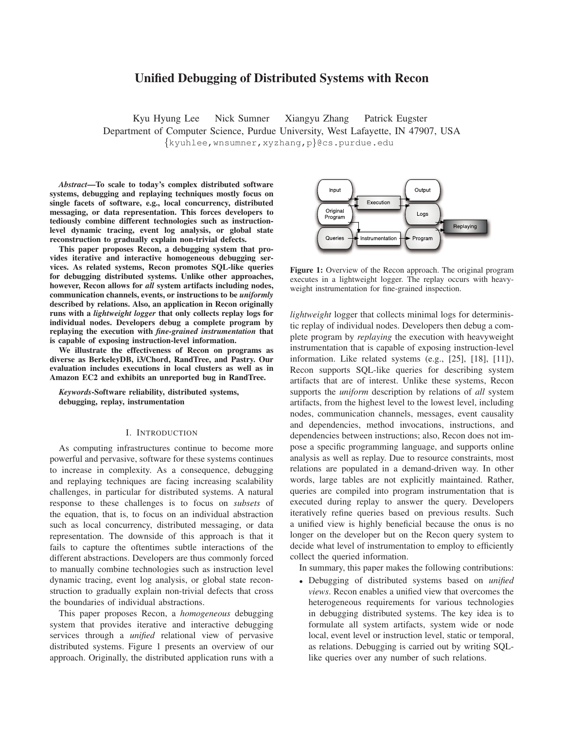# Unified Debugging of Distributed Systems with Recon

Kyu Hyung Lee Nick Sumner Xiangyu Zhang Patrick Eugster
Department of Computer Science, Purdue University, West Lafayette, IN 47907, USA
{kyuhlee,wnsumner,xyzhang,p}@cs.purdue.edu

***Abstract*—To scale to today's complex distributed software systems, debugging and replaying techniques mostly focus on single facets of software, e.g., local concurrency, distributed messaging, or data representation. This forces developers to tediously combine different technologies such as instruction-level dynamic tracing, event log analysis, or global state reconstruction to gradually explain non-trivial defects.**

**This paper proposes Recon, a debugging system that provides iterative and interactive homogeneous debugging services. As related systems, Recon promotes SQL-like queries for debugging distributed systems. Unlike other approaches, however, Recon allows for *all* system artifacts including nodes, communication channels, events, or instructions to be *uniformly* described by relations. Also, an application in Recon originally runs with a *lightweight logger* that only collects replay logs for individual nodes. Developers debug a complete program by replaying the execution with *fine-grained instrumentation* that is capable of exposing instruction-level information.**

**We illustrate the effectiveness of Recon on programs as diverse as BerkeleyDB, i3/Chord, RandTree, and Pastry. Our evaluation includes executions in local clusters as well as in Amazon EC2 and exhibits an unreported bug in RandTree.**

***Keywords*-Software reliability, distributed systems, debugging, replay, instrumentation**

## I. Introduction

As computing infrastructures continue to become more powerful and pervasive, software for these systems continues to increase in complexity. As a consequence, debugging and replaying techniques are facing increasing scalability challenges, in particular for distributed systems. A natural response to these challenges is to focus on *subsets* of the equation, that is, to focus on an individual abstraction such as local concurrency, distributed messaging, or data representation. The downside of this approach is that it fails to capture the oftentimes subtle interactions of the different abstractions. Developers are thus commonly forced to manually combine technologies such as instruction level dynamic tracing, event log analysis, or global state reconstruction to gradually explain non-trivial defects that cross the boundaries of individual abstractions.

This paper proposes Recon, a *homogeneous* debugging system that provides iterative and interactive debugging services through a *unified* relational view of pervasive distributed systems. Figure 1 presents an overview of our approach. Originally, the distributed application runs with a *lightweight* logger that collects minimal logs for deterministic replay of individual nodes. Developers then debug a complete program by *replaying* the execution with heavyweight instrumentation that is capable of exposing instruction-level information. Like related systems (e.g., [25], [18], [11]), Recon supports SQL-like queries for describing system artifacts that are of interest. Unlike these systems, Recon supports the *uniform* description by relations of *all* system artifacts, from the highest level to the lowest level, including nodes, communication channels, messages, event causality and dependencies, method invocations, instructions, and dependencies between instructions; also, Recon does not impose a specific programming language, and supports online analysis as well as replay. Due to resource constraints, most relations are populated in a demand-driven way. In other words, large tables are not explicitly maintained. Rather, queries are compiled into program instrumentation that is executed during replay to answer the query. Developers iteratively refine queries based on previous results. Such a unified view is highly beneficial because the onus is no longer on the developer but on the Recon query system to decide what level of instrumentation to employ to efficiently collect the queried information.

**Figure 1:** Overview of the Recon approach. The original program executes in a lightweight logger. The replay occurs with heavyweight instrumentation for fine-grained inspection.

In summary, this paper makes the following contributions:

- Debugging of distributed systems based on *unified views*. Recon enables a unified view that overcomes the heterogeneous requirements for various technologies in debugging distributed systems. The key idea is to formulate all system artifacts, system wide or node local, event level or instruction level, static or temporal, as relations. Debugging is carried out by writing SQL-like queries over any number of such relations.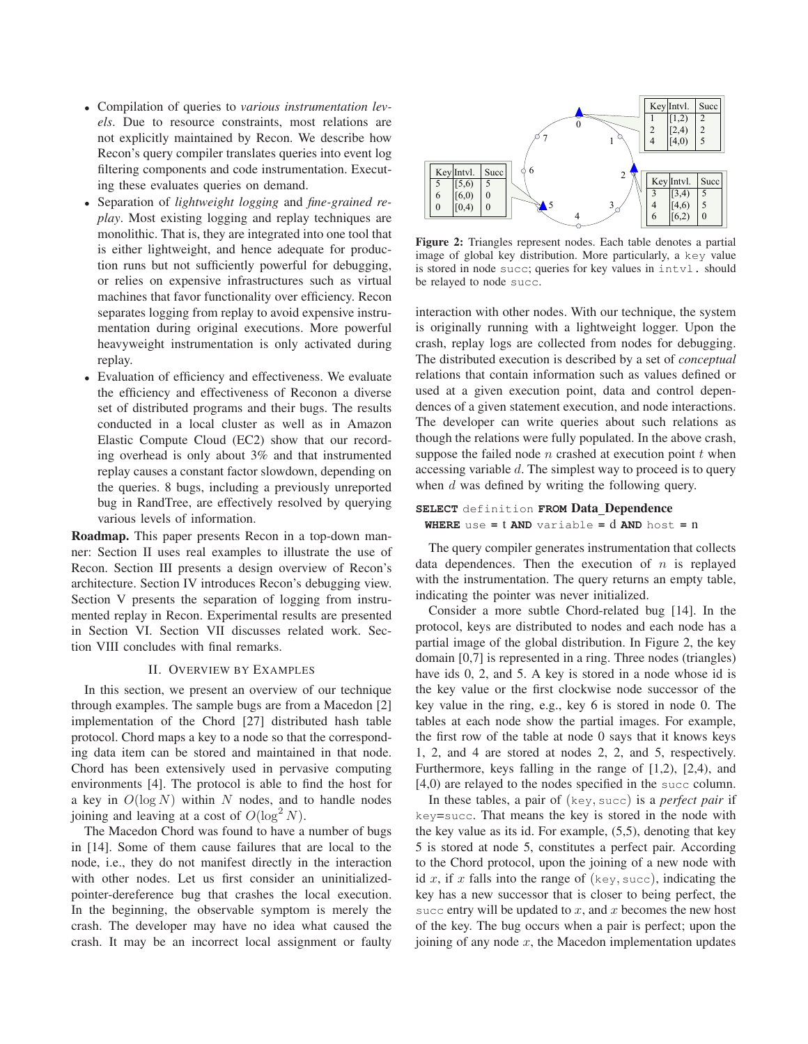- Compilation of queries to *various instrumentation levels*. Due to resource constraints, most relations are not explicitly maintained by Recon. We describe how Recon's query compiler translates queries into event log filtering components and code instrumentation. Executing these evaluates queries on demand.
- Separation of *lightweight logging* and *fine-grained replay*. Most existing logging and replay techniques are monolithic. That is, they are integrated into one tool that is either lightweight, and hence adequate for production runs but not sufficiently powerful for debugging, or relies on expensive infrastructures such as virtual machines that favor functionality over efficiency. Recon separates logging from replay to avoid expensive instrumentation during original executions. More powerful heavyweight instrumentation is only activated during replay.
- Evaluation of efficiency and effectiveness. We evaluate the efficiency and effectiveness of Reconon a diverse set of distributed programs and their bugs. The results conducted in a local cluster as well as in Amazon Elastic Compute Cloud (EC2) show that our recording overhead is only about 3% and that instrumented replay causes a constant factor slowdown, depending on the queries. 8 bugs, including a previously unreported bug in RandTree, are effectively resolved by querying various levels of information.

**Roadmap.** This paper presents Recon in a top-down manner: Section II uses real examples to illustrate the use of Recon. Section III presents a design overview of Recon's architecture. Section IV introduces Recon's debugging view. Section V presents the separation of logging from instrumented replay in Recon. Experimental results are presented in Section VI. Section VII discusses related work. Section VIII concludes with final remarks.

## II. Overview by Examples

In this section, we present an overview of our technique through examples. The sample bugs are from a Macedon [2] implementation of the Chord [27] distributed hash table protocol. Chord maps a key to a node so that the corresponding data item can be stored and maintained in that node. Chord has been extensively used in pervasive computing environments [4]. The protocol is able to find the host for a key in $O(\log N)$ within $N$ nodes, and to handle nodes joining and leaving at a cost of $O(\log^2 N)$.

The Macedon Chord was found to have a number of bugs in [14]. Some of them cause failures that are local to the node, i.e., they do not manifest directly in the interaction with other nodes. Let us first consider an uninitialized-pointer-dereference bug that crashes the local execution. In the beginning, the observable symptom is merely the crash. The developer may have no idea what caused the crash. It may be an incorrect local assignment or faulty interaction with other nodes. With our technique, the system is originally running with a lightweight logger. Upon the crash, replay logs are collected from nodes for debugging. The distributed execution is described by a set of *conceptual* relations that contain information such as values defined or used at a given execution point, data and control dependences of a given statement execution, and node interactions. The developer can write queries about such relations as though the relations were fully populated. In the above crash, suppose the failed node $n$ crashed at execution point $t$ when accessing variable $d$. The simplest way to proceed is to query when $d$ was defined by writing the following query.

```
SELECT definition FROM Data_Dependence
  WHERE use = t AND variable = d AND host = n
```

The query compiler generates instrumentation that collects data dependences. Then the execution of $n$ is replayed with the instrumentation. The query returns an empty table, indicating the pointer was never initialized.

Consider a more subtle Chord-related bug [14]. In the protocol, keys are distributed to nodes and each node has a partial image of the global distribution. In Figure 2, the key domain [0,7] is represented in a ring. Three nodes (triangles) have ids 0, 2, and 5. A key is stored in a node whose id is the key value or the first clockwise node successor of the key value in the ring, e.g., key 6 is stored in node 0. The tables at each node show the partial images. For example, the first row of the table at node 0 says that it knows keys 1, 2, and 4 are stored at nodes 2, 2, and 5, respectively. Furthermore, keys falling in the range of [1,2), [2,4), and [4,0) are relayed to the nodes specified in the `succ` column.

In these tables, a pair of (`key`, `succ`) is a *perfect pair* if `key`=`succ`. That means the key is stored in the node with the key value as its id. For example, (5,5), denoting that key 5 is stored at node 5, constitutes a perfect pair. According to the Chord protocol, upon the joining of a new node with id $x$, if $x$ falls into the range of (`key`, `succ`), indicating the key has a new successor that is closer to being perfect, the `succ` entry will be updated to $x$, and $x$ becomes the new host of the key. The bug occurs when a pair is perfect; upon the joining of any node $x$, the Macedon implementation updates

Node 0:

| Key | Intvl. | Succ |
|---|---|---|
| 1 | [1,2) | 2 |
| 2 | [2,4) | 2 |
| 4 | [4,0) | 5 |

Node 5:

| Key | Intvl. | Succ |
|---|---|---|
| 5 | [5,6) | 5 |
| 6 | [6,0) | 0 |
| 0 | [0,4) | 0 |

Node 2:

| Key | Intvl. | Succ |
|---|---|---|
| 3 | [3,4) | 5 |
| 4 | [4,6) | 5 |
| 6 | [6,2) | 0 |

**Figure 2:** Triangles represent nodes. Each table denotes a partial image of global key distribution. More particularly, a `key` value is stored in node `succ`; queries for key values in `intvl.` should be relayed to node `succ`.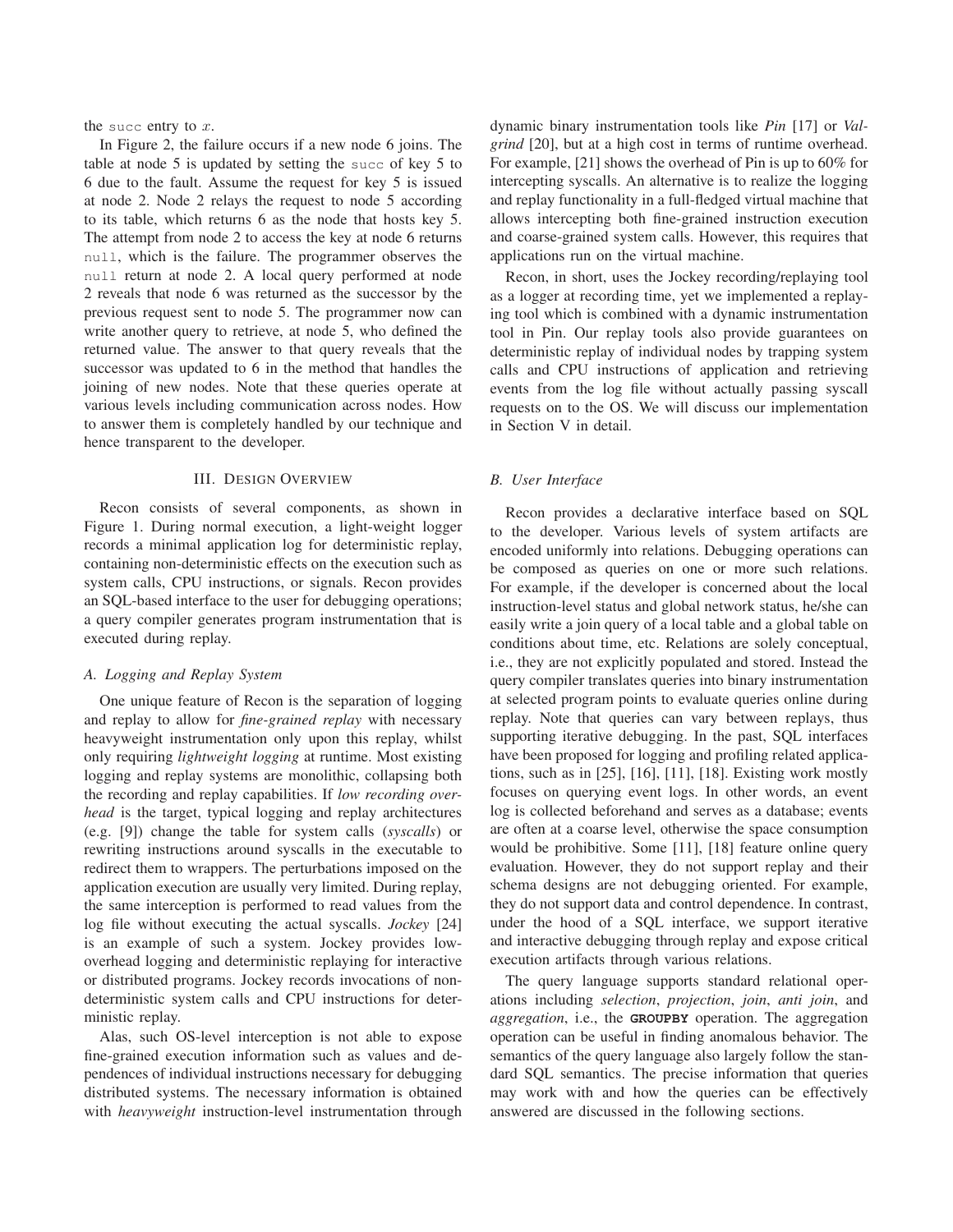the `succ` entry to $x$.

In Figure 2, the failure occurs if a new node 6 joins. The table at node 5 is updated by setting the `succ` of key 5 to 6 due to the fault. Assume the request for key 5 is issued at node 2. Node 2 relays the request to node 5 according to its table, which returns 6 as the node that hosts key 5. The attempt from node 2 to access the key at node 6 returns `null`, which is the failure. The programmer observes the `null` return at node 2. A local query performed at node 2 reveals that node 6 was returned as the successor by the previous request sent to node 5. The programmer now can write another query to retrieve, at node 5, who defined the returned value. The answer to that query reveals that the successor was updated to 6 in the method that handles the joining of new nodes. Note that these queries operate at various levels including communication across nodes. How to answer them is completely handled by our technique and hence transparent to the developer.

## III. Design Overview

Recon consists of several components, as shown in Figure 1. During normal execution, a light-weight logger records a minimal application log for deterministic replay, containing non-deterministic effects on the execution such as system calls, CPU instructions, or signals. Recon provides an SQL-based interface to the user for debugging operations; a query compiler generates program instrumentation that is executed during replay.

### *A. Logging and Replay System*

One unique feature of Recon is the separation of logging and replay to allow for *fine-grained replay* with necessary heavyweight instrumentation only upon this replay, whilst only requiring *lightweight logging* at runtime. Most existing logging and replay systems are monolithic, collapsing both the recording and replay capabilities. If *low recording overhead* is the target, typical logging and replay architectures (e.g. [9]) change the table for system calls (*syscalls*) or rewriting instructions around syscalls in the executable to redirect them to wrappers. The perturbations imposed on the application execution are usually very limited. During replay, the same interception is performed to read values from the log file without executing the actual syscalls. *Jockey* [24] is an example of such a system. Jockey provides low-overhead logging and deterministic replaying for interactive or distributed programs. Jockey records invocations of non-deterministic system calls and CPU instructions for deterministic replay.

Alas, such OS-level interception is not able to expose fine-grained execution information such as values and dependences of individual instructions necessary for debugging distributed systems. The necessary information is obtained with *heavyweight* instruction-level instrumentation through dynamic binary instrumentation tools like *Pin* [17] or *Valgrind* [20], but at a high cost in terms of runtime overhead. For example, [21] shows the overhead of Pin is up to 60% for intercepting syscalls. An alternative is to realize the logging and replay functionality in a full-fledged virtual machine that allows intercepting both fine-grained instruction execution and coarse-grained system calls. However, this requires that applications run on the virtual machine.

Recon, in short, uses the Jockey recording/replaying tool as a logger at recording time, yet we implemented a replaying tool which is combined with a dynamic instrumentation tool in Pin. Our replay tools also provide guarantees on deterministic replay of individual nodes by trapping system calls and CPU instructions of application and retrieving events from the log file without actually passing syscall requests on to the OS. We will discuss our implementation in Section V in detail.

### *B. User Interface*

Recon provides a declarative interface based on SQL to the developer. Various levels of system artifacts are encoded uniformly into relations. Debugging operations can be composed as queries on one or more such relations. For example, if the developer is concerned about the local instruction-level status and global network status, he/she can easily write a join query of a local table and a global table on conditions about time, etc. Relations are solely conceptual, i.e., they are not explicitly populated and stored. Instead the query compiler translates queries into binary instrumentation at selected program points to evaluate queries online during replay. Note that queries can vary between replays, thus supporting iterative debugging. In the past, SQL interfaces have been proposed for logging and profiling related applications, such as in [25], [16], [11], [18]. Existing work mostly focuses on querying event logs. In other words, an event log is collected beforehand and serves as a database; events are often at a coarse level, otherwise the space consumption would be prohibitive. Some [11], [18] feature online query evaluation. However, they do not support replay and their schema designs are not debugging oriented. For example, they do not support data and control dependence. In contrast, under the hood of a SQL interface, we support iterative and interactive debugging through replay and expose critical execution artifacts through various relations.

The query language supports standard relational operations including *selection*, *projection*, *join*, *anti join*, and *aggregation*, i.e., the **GROUPBY** operation. The aggregation operation can be useful in finding anomalous behavior. The semantics of the query language also largely follow the standard SQL semantics. The precise information that queries may work with and how the queries can be effectively answered are discussed in the following sections.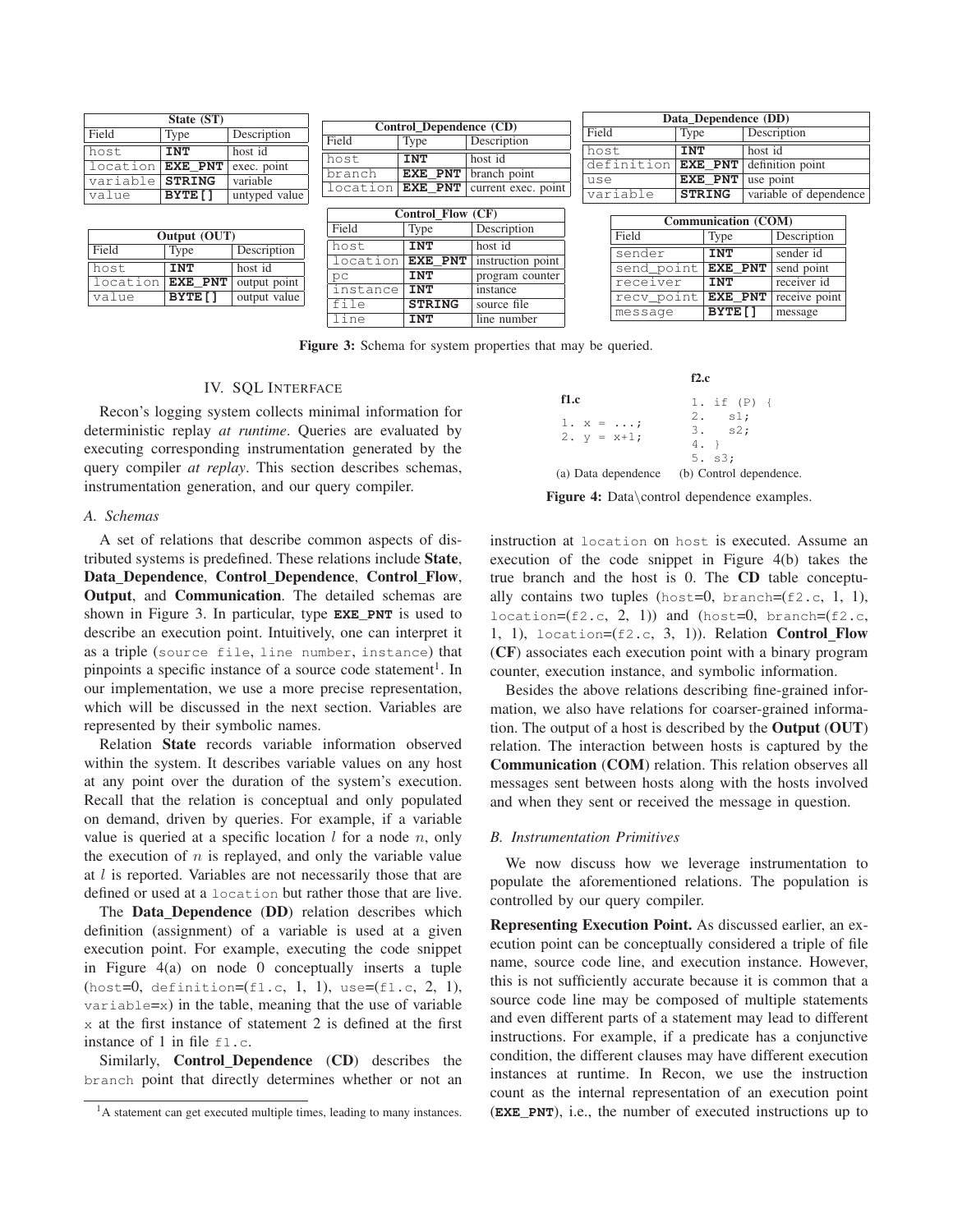**State (ST)**

| Field | Type | Description |
|---|---|---|
| host | **INT** | host id |
| location | **EXE_PNT** | exec. point |
| variable | **STRING** | variable |
| value | **BYTE[]** | untyped value |

**Output (OUT)**

| Field | Type | Description |
|---|---|---|
| host | **INT** | host id |
| location | **EXE_PNT** | output point |
| value | **BYTE[]** | output value |

**Control_Dependence (CD)**

| Field | Type | Description |
|---|---|---|
| host | **INT** | host id |
| branch | **EXE_PNT** | branch point |
| location | **EXE_PNT** | current exec. point |

**Control_Flow (CF)**

| Field | Type | Description |
|---|---|---|
| host | **INT** | host id |
| location | **EXE_PNT** | instruction point |
| pc | **INT** | program counter |
| instance | **INT** | instance |
| file | **STRING** | source file |
| line | **INT** | line number |

**Data_Dependence (DD)**

| Field | Type | Description |
|---|---|---|
| host | **INT** | host id |
| definition | **EXE_PNT** | definition point |
| use | **EXE_PNT** | use point |
| variable | **STRING** | variable of dependence |

**Communication (COM)**

| Field | Type | Description |
|---|---|---|
| sender | **INT** | sender id |
| send_point | **EXE_PNT** | send point |
| receiver | **INT** | receiver id |
| recv_point | **EXE_PNT** | receive point |
| message | **BYTE[]** | message |

**Figure 3:** Schema for system properties that may be queried.

## IV. SQL Interface

Recon's logging system collects minimal information for deterministic replay *at runtime*. Queries are evaluated by executing corresponding instrumentation generated by the query compiler *at replay*. This section describes schemas, instrumentation generation, and our query compiler.

### A. Schemas

A set of relations that describe common aspects of distributed systems is predefined. These relations include **State**, **Data_Dependence**, **Control_Dependence**, **Control_Flow**, **Output**, and **Communication**. The detailed schemas are shown in Figure 3. In particular, type **EXE_PNT** is used to describe an execution point. Intuitively, one can interpret it as a triple (source file, line number, instance) that pinpoints a specific instance of a source code statement[1]. In our implementation, we use a more precise representation, which will be discussed in the next section. Variables are represented by their symbolic names.

Relation **State** records variable information observed within the system. It describes variable values on any host at any point over the duration of the system's execution. Recall that the relation is conceptual and only populated on demand, driven by queries. For example, if a variable value is queried at a specific location $l$ for a node $n$, only the execution of $n$ is replayed, and only the variable value at $l$ is reported. Variables are not necessarily those that are defined or used at a location but rather those that are live.

The **Data_Dependence** (**DD**) relation describes which definition (assignment) of a variable is used at a given execution point. For example, executing the code snippet in Figure 4(a) on node 0 conceptually inserts a tuple (host=0, definition=(f1.c, 1, 1), use=(f1.c, 2, 1), variable=x) in the table, meaning that the use of variable x at the first instance of statement 2 is defined at the first instance of 1 in file f1.c.

Similarly, **Control_Dependence** (**CD**) describes the branch point that directly determines whether or not an instruction at location on host is executed. Assume an execution of the code snippet in Figure 4(b) takes the true branch and the host is 0. The **CD** table conceptually contains two tuples (host=0, branch=(f2.c, 1, 1), location=(f2.c, 2, 1)) and (host=0, branch=(f2.c, 1, 1), location=(f2.c, 3, 1)). Relation **Control_Flow** (**CF**) associates each execution point with a binary program counter, execution instance, and symbolic information.

**f1.c**

```
1. x = ...;
2. y = x+1;
```

(a) Data dependence

**f2.c**

```
1. if (P) {
2.   s1;
3.   s2;
4. }
5. s3;
```

(b) Control dependence.

**Figure 4:** Data\control dependence examples.

Besides the above relations describing fine-grained information, we also have relations for coarser-grained information. The output of a host is described by the **Output** (**OUT**) relation. The interaction between hosts is captured by the **Communication** (**COM**) relation. This relation observes all messages sent between hosts along with the hosts involved and when they sent or received the message in question.

### B. Instrumentation Primitives

We now discuss how we leverage instrumentation to populate the aforementioned relations. The population is controlled by our query compiler.

**Representing Execution Point.** As discussed earlier, an execution point can be conceptually considered a triple of file name, source code line, and execution instance. However, this is not sufficiently accurate because it is common that a source code line may be composed of multiple statements and even different parts of a statement may lead to different instructions. For example, if a predicate has a conjunctive condition, the different clauses may have different execution instances at runtime. In Recon, we use the instruction count as the internal representation of an execution point (**EXE_PNT**), i.e., the number of executed instructions up to

[1] A statement can get executed multiple times, leading to many instances.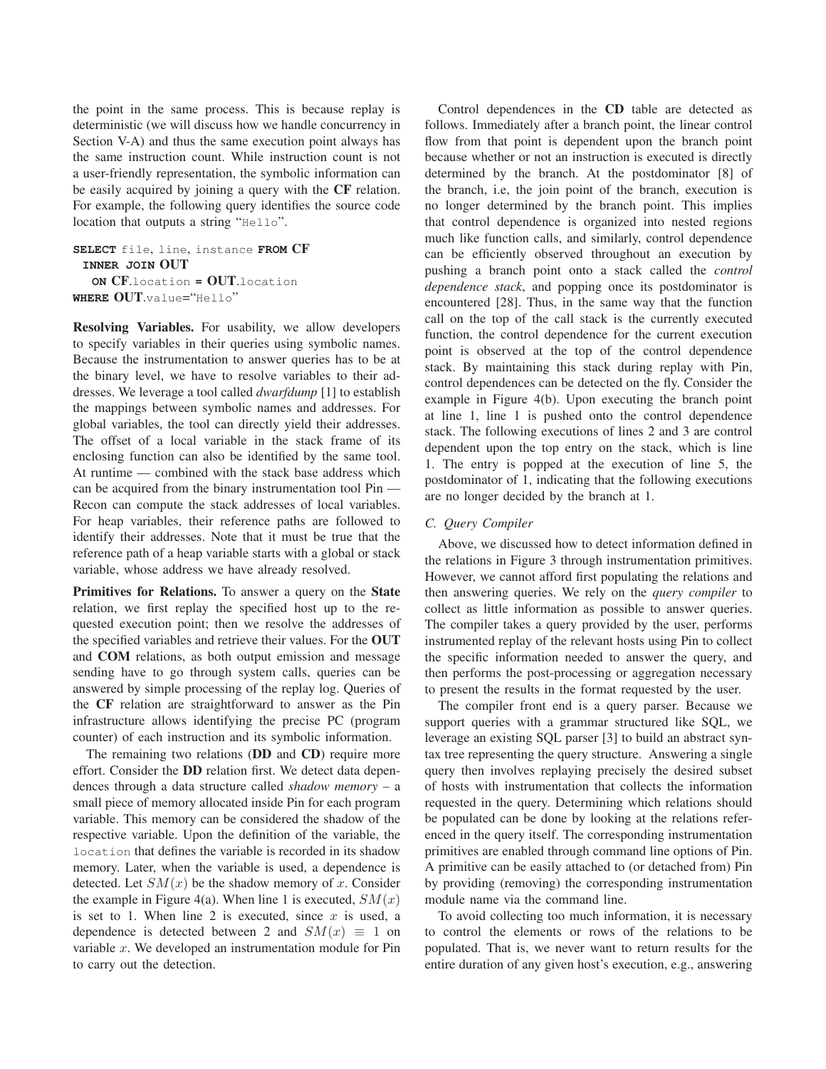the point in the same process. This is because replay is deterministic (we will discuss how we handle concurrency in Section V-A) and thus the same execution point always has the same instruction count. While instruction count is not a user-friendly representation, the symbolic information can be easily acquired by joining a query with the **CF** relation. For example, the following query identifies the source code location that outputs a string "Hello".

```
SELECT file, line, instance FROM CF
  INNER JOIN OUT
    ON CF.location = OUT.location
WHERE OUT.value="Hello"
```

**Resolving Variables.** For usability, we allow developers to specify variables in their queries using symbolic names. Because the instrumentation to answer queries has to be at the binary level, we have to resolve variables to their addresses. We leverage a tool called *dwarfdump* [1] to establish the mappings between symbolic names and addresses. For global variables, the tool can directly yield their addresses. The offset of a local variable in the stack frame of its enclosing function can also be identified by the same tool. At runtime — combined with the stack base address which can be acquired from the binary instrumentation tool Pin — Recon can compute the stack addresses of local variables. For heap variables, their reference paths are followed to identify their addresses. Note that it must be true that the reference path of a heap variable starts with a global or stack variable, whose address we have already resolved.

**Primitives for Relations.** To answer a query on the **State** relation, we first replay the specified host up to the requested execution point; then we resolve the addresses of the specified variables and retrieve their values. For the **OUT** and **COM** relations, as both output emission and message sending have to go through system calls, queries can be answered by simple processing of the replay log. Queries of the **CF** relation are straightforward to answer as the Pin infrastructure allows identifying the precise PC (program counter) of each instruction and its symbolic information.

The remaining two relations (**DD** and **CD**) require more effort. Consider the **DD** relation first. We detect data dependences through a data structure called *shadow memory* – a small piece of memory allocated inside Pin for each program variable. This memory can be considered the shadow of the respective variable. Upon the definition of the variable, the `location` that defines the variable is recorded in its shadow memory. Later, when the variable is used, a dependence is detected. Let $SM(x)$ be the shadow memory of $x$. Consider the example in Figure 4(a). When line 1 is executed, $SM(x)$ is set to 1. When line 2 is executed, since $x$ is used, a dependence is detected between 2 and $SM(x) \equiv 1$ on variable $x$. We developed an instrumentation module for Pin to carry out the detection.

Control dependences in the **CD** table are detected as follows. Immediately after a branch point, the linear control flow from that point is dependent upon the branch point because whether or not an instruction is executed is directly determined by the branch. At the postdominator [8] of the branch, i.e, the join point of the branch, execution is no longer determined by the branch point. This implies that control dependence is organized into nested regions much like function calls, and similarly, control dependence can be efficiently observed throughout an execution by pushing a branch point onto a stack called the *control dependence stack*, and popping once its postdominator is encountered [28]. Thus, in the same way that the function call on the top of the call stack is the currently executed function, the control dependence for the current execution point is observed at the top of the control dependence stack. By maintaining this stack during replay with Pin, control dependences can be detected on the fly. Consider the example in Figure 4(b). Upon executing the branch point at line 1, line 1 is pushed onto the control dependence stack. The following executions of lines 2 and 3 are control dependent upon the top entry on the stack, which is line 1. The entry is popped at the execution of line 5, the postdominator of 1, indicating that the following executions are no longer decided by the branch at 1.

### C. Query Compiler

Above, we discussed how to detect information defined in the relations in Figure 3 through instrumentation primitives. However, we cannot afford first populating the relations and then answering queries. We rely on the *query compiler* to collect as little information as possible to answer queries. The compiler takes a query provided by the user, performs instrumented replay of the relevant hosts using Pin to collect the specific information needed to answer the query, and then performs the post-processing or aggregation necessary to present the results in the format requested by the user.

The compiler front end is a query parser. Because we support queries with a grammar structured like SQL, we leverage an existing SQL parser [3] to build an abstract syntax tree representing the query structure. Answering a single query then involves replaying precisely the desired subset of hosts with instrumentation that collects the information requested in the query. Determining which relations should be populated can be done by looking at the relations referenced in the query itself. The corresponding instrumentation primitives are enabled through command line options of Pin. A primitive can be easily attached to (or detached from) Pin by providing (removing) the corresponding instrumentation module name via the command line.

To avoid collecting too much information, it is necessary to control the elements or rows of the relations to be populated. That is, we never want to return results for the entire duration of any given host's execution, e.g., answering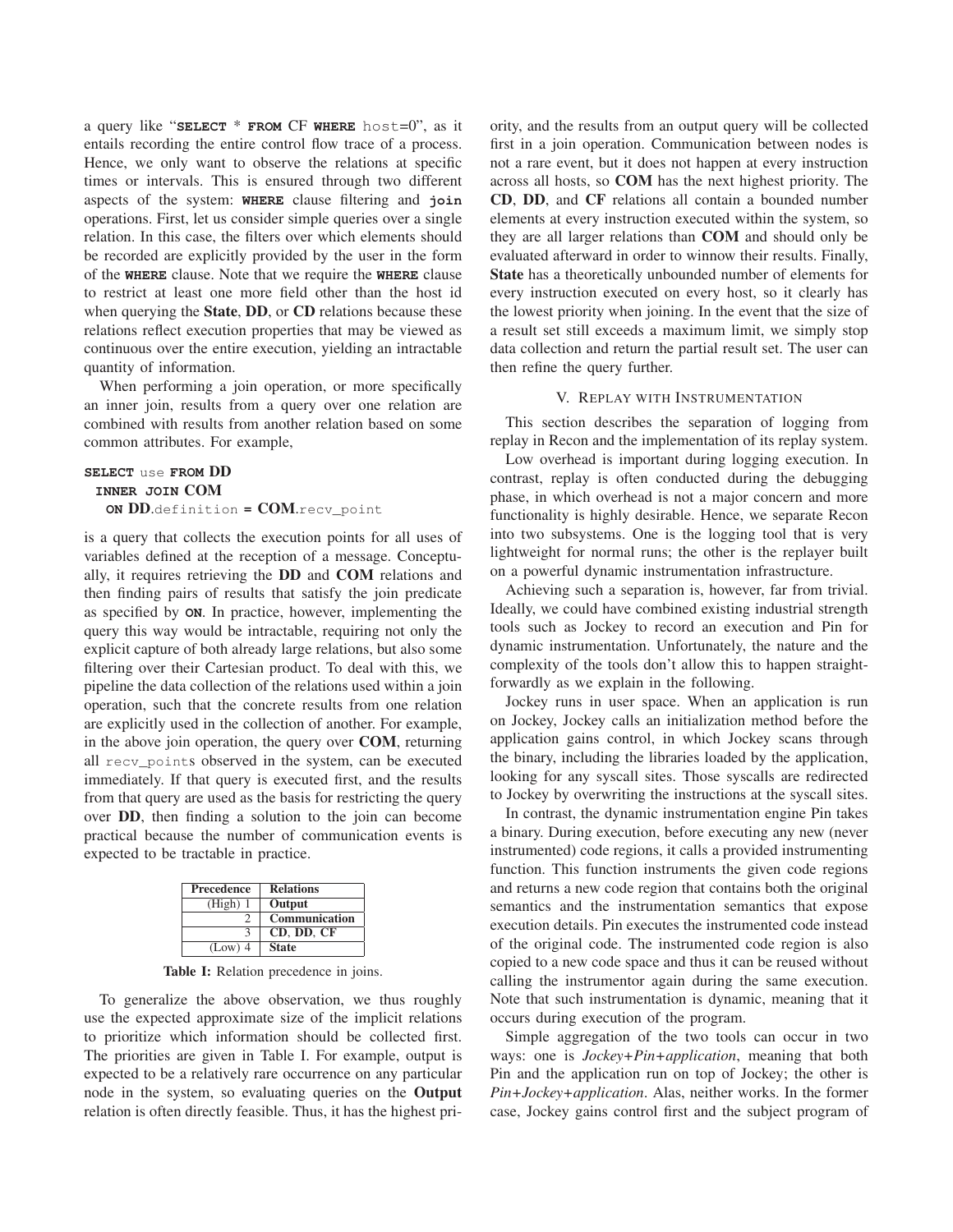a query like "**SELECT** * **FROM** CF **WHERE** host=0", as it entails recording the entire control flow trace of a process. Hence, we only want to observe the relations at specific times or intervals. This is ensured through two different aspects of the system: **WHERE** clause filtering and **join** operations. First, let us consider simple queries over a single relation. In this case, the filters over which elements should be recorded are explicitly provided by the user in the form of the **WHERE** clause. Note that we require the **WHERE** clause to restrict at least one more field other than the host id when querying the **State**, **DD**, or **CD** relations because these relations reflect execution properties that may be viewed as continuous over the entire execution, yielding an intractable quantity of information.

When performing a join operation, or more specifically an inner join, results from a query over one relation are combined with results from another relation based on some common attributes. For example,

```
SELECT use FROM DD
  INNER JOIN COM
    ON DD.definition = COM.recv_point
```

is a query that collects the execution points for all uses of variables defined at the reception of a message. Conceptually, it requires retrieving the **DD** and **COM** relations and then finding pairs of results that satisfy the join predicate as specified by **ON**. In practice, however, implementing the query this way would be intractable, requiring not only the explicit capture of both already large relations, but also some filtering over their Cartesian product. To deal with this, we pipeline the data collection of the relations used within a join operation, such that the concrete results from one relation are explicitly used in the collection of another. For example, in the above join operation, the query over **COM**, returning all recv_points observed in the system, can be executed immediately. If that query is executed first, and the results from that query are used as the basis for restricting the query over **DD**, then finding a solution to the join can become practical because the number of communication events is expected to be tractable in practice.

| Precedence | Relations |
|---|---|
| (High) 1 | **Output** |
| 2 | **Communication** |
| 3 | **CD**, **DD**, **CF** |
| (Low) 4 | **State** |

**Table I:** Relation precedence in joins.

To generalize the above observation, we thus roughly use the expected approximate size of the implicit relations to prioritize which information should be collected first. The priorities are given in Table I. For example, output is expected to be a relatively rare occurrence on any particular node in the system, so evaluating queries on the **Output** relation is often directly feasible. Thus, it has the highest priority, and the results from an output query will be collected first in a join operation. Communication between nodes is not a rare event, but it does not happen at every instruction across all hosts, so **COM** has the next highest priority. The **CD**, **DD**, and **CF** relations all contain a bounded number elements at every instruction executed within the system, so they are all larger relations than **COM** and should only be evaluated afterward in order to winnow their results. Finally, **State** has a theoretically unbounded number of elements for every instruction executed on every host, so it clearly has the lowest priority when joining. In the event that the size of a result set still exceeds a maximum limit, we simply stop data collection and return the partial result set. The user can then refine the query further.

## V. Replay with Instrumentation

This section describes the separation of logging from replay in Recon and the implementation of its replay system.

Low overhead is important during logging execution. In contrast, replay is often conducted during the debugging phase, in which overhead is not a major concern and more functionality is highly desirable. Hence, we separate Recon into two subsystems. One is the logging tool that is very lightweight for normal runs; the other is the replayer built on a powerful dynamic instrumentation infrastructure.

Achieving such a separation is, however, far from trivial. Ideally, we could have combined existing industrial strength tools such as Jockey to record an execution and Pin for dynamic instrumentation. Unfortunately, the nature and the complexity of the tools don't allow this to happen straightforwardly as we explain in the following.

Jockey runs in user space. When an application is run on Jockey, Jockey calls an initialization method before the application gains control, in which Jockey scans through the binary, including the libraries loaded by the application, looking for any syscall sites. Those syscalls are redirected to Jockey by overwriting the instructions at the syscall sites.

In contrast, the dynamic instrumentation engine Pin takes a binary. During execution, before executing any new (never instrumented) code regions, it calls a provided instrumenting function. This function instruments the given code regions and returns a new code region that contains both the original semantics and the instrumentation semantics that expose execution details. Pin executes the instrumented code instead of the original code. The instrumented code region is also copied to a new code space and thus it can be reused without calling the instrumentor again during the same execution. Note that such instrumentation is dynamic, meaning that it occurs during execution of the program.

Simple aggregation of the two tools can occur in two ways: one is *Jockey+Pin+application*, meaning that both Pin and the application run on top of Jockey; the other is *Pin+Jockey+application*. Alas, neither works. In the former case, Jockey gains control first and the subject program of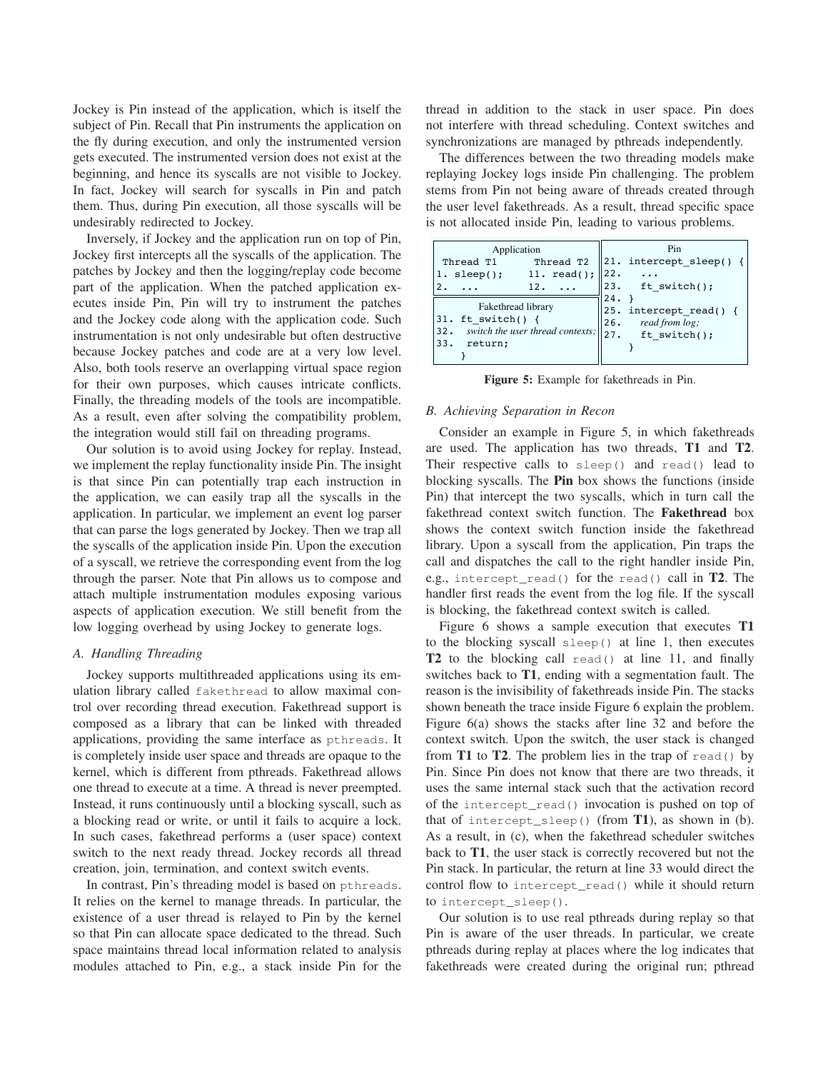Jockey is Pin instead of the application, which is itself the subject of Pin. Recall that Pin instruments the application on the fly during execution, and only the instrumented version gets executed. The instrumented version does not exist at the beginning, and hence its syscalls are not visible to Jockey. In fact, Jockey will search for syscalls in Pin and patch them. Thus, during Pin execution, all those syscalls will be undesirably redirected to Jockey.

Inversely, if Jockey and the application run on top of Pin, Jockey first intercepts all the syscalls of the application. The patches by Jockey and then the logging/replay code become part of the application. When the patched application executes inside Pin, Pin will try to instrument the patches and the Jockey code along with the application code. Such instrumentation is not only undesirable but often destructive because Jockey patches and code are at a very low level. Also, both tools reserve an overlapping virtual space region for their own purposes, which causes intricate conflicts. Finally, the threading models of the tools are incompatible. As a result, even after solving the compatibility problem, the integration would still fail on threading programs.

Our solution is to avoid using Jockey for replay. Instead, we implement the replay functionality inside Pin. The insight is that since Pin can potentially trap each instruction in the application, we can easily trap all the syscalls in the application. In particular, we implement an event log parser that can parse the logs generated by Jockey. Then we trap all the syscalls of the application inside Pin. Upon the execution of a syscall, we retrieve the corresponding event from the log through the parser. Note that Pin allows us to compose and attach multiple instrumentation modules exposing various aspects of application execution. We still benefit from the low logging overhead by using Jockey to generate logs.

### A. Handling Threading

Jockey supports multithreaded applications using its emulation library called `fakethread` to allow maximal control over recording thread execution. Fakethread support is composed as a library that can be linked with threaded applications, providing the same interface as `pthreads`. It is completely inside user space and threads are opaque to the kernel, which is different from pthreads. Fakethread allows one thread to execute at a time. A thread is never preempted. Instead, it runs continuously until a blocking syscall, such as a blocking read or write, or until it fails to acquire a lock. In such cases, fakethread performs a (user space) context switch to the next ready thread. Jockey records all thread creation, join, termination, and context switch events.

In contrast, Pin's threading model is based on `pthreads`. It relies on the kernel to manage threads. In particular, the existence of a user thread is relayed to Pin by the kernel so that Pin can allocate space dedicated to the thread. Such space maintains thread local information related to analysis modules attached to Pin, e.g., a stack inside Pin for the thread in addition to the stack in user space. Pin does not interfere with thread scheduling. Context switches and synchronizations are managed by pthreads independently.

The differences between the two threading models make replaying Jockey logs inside Pin challenging. The problem stems from Pin not being aware of threads created through the user level fakethreads. As a result, thread specific space is not allocated inside Pin, leading to various problems.

```
Application
 Thread T1        Thread T2
1. sleep();      11. read();
2.  ...          12.  ...

Fakethread library
31. ft_switch() {
32.   switch the user thread contexts;
33.   return;
    }

Pin
21. intercept_sleep() {
22.   ...
23.   ft_switch();
24. }
25. intercept_read() {
26.   read from log;
27.   ft_switch();
    }
```

**Figure 5:** Example for fakethreads in Pin.

### B. Achieving Separation in Recon

Consider an example in Figure 5, in which fakethreads are used. The application has two threads, **T1** and **T2**. Their respective calls to `sleep()` and `read()` lead to blocking syscalls. The **Pin** box shows the functions (inside Pin) that intercept the two syscalls, which in turn call the fakethread context switch function. The **Fakethread** box shows the context switch function inside the fakethread library. Upon a syscall from the application, Pin traps the call and dispatches the call to the right handler inside Pin, e.g., `intercept_read()` for the `read()` call in **T2**. The handler first reads the event from the log file. If the syscall is blocking, the fakethread context switch is called.

Figure 6 shows a sample execution that executes **T1** to the blocking syscall `sleep()` at line 1, then executes **T2** to the blocking call `read()` at line 11, and finally switches back to **T1**, ending with a segmentation fault. The reason is the invisibility of fakethreads inside Pin. The stacks shown beneath the trace inside Figure 6 explain the problem. Figure 6(a) shows the stacks after line 32 and before the context switch. Upon the switch, the user stack is changed from **T1** to **T2**. The problem lies in the trap of `read()` by Pin. Since Pin does not know that there are two threads, it uses the same internal stack such that the activation record of the `intercept_read()` invocation is pushed on top of that of `intercept_sleep()` (from **T1**), as shown in (b). As a result, in (c), when the fakethread scheduler switches back to **T1**, the user stack is correctly recovered but not the Pin stack. In particular, the return at line 33 would direct the control flow to `intercept_read()` while it should return to `intercept_sleep()`.

Our solution is to use real pthreads during replay so that Pin is aware of the user threads. In particular, we create pthreads during replay at places where the log indicates that fakethreads were created during the original run; pthread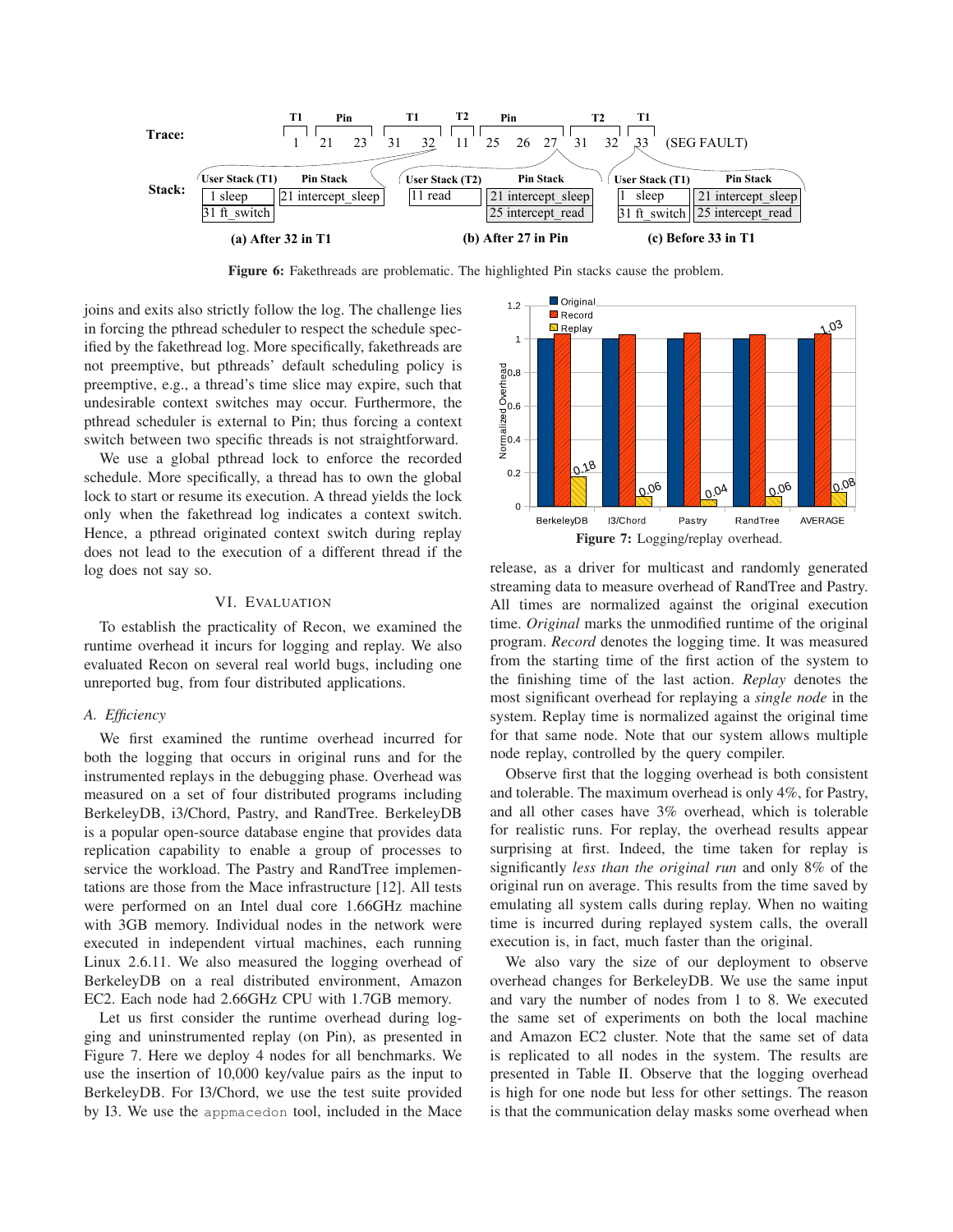**Figure 6:** Fakethreads are problematic. The highlighted Pin stacks cause the problem.

joins and exits also strictly follow the log. The challenge lies in forcing the pthread scheduler to respect the schedule specified by the fakethread log. More specifically, fakethreads are not preemptive, but pthreads' default scheduling policy is preemptive, e.g., a thread's time slice may expire, such that undesirable context switches may occur. Furthermore, the pthread scheduler is external to Pin; thus forcing a context switch between two specific threads is not straightforward.

We use a global pthread lock to enforce the recorded schedule. More specifically, a thread has to own the global lock to start or resume its execution. A thread yields the lock only when the fakethread log indicates a context switch. Hence, a pthread originated context switch during replay does not lead to the execution of a different thread if the log does not say so.

## VI. Evaluation

To establish the practicality of Recon, we examined the runtime overhead it incurs for logging and replay. We also evaluated Recon on several real world bugs, including one unreported bug, from four distributed applications.

### A. Efficiency

We first examined the runtime overhead incurred for both the logging that occurs in original runs and for the instrumented replays in the debugging phase. Overhead was measured on a set of four distributed programs including BerkeleyDB, i3/Chord, Pastry, and RandTree. BerkeleyDB is a popular open-source database engine that provides data replication capability to enable a group of processes to service the workload. The Pastry and RandTree implementations are those from the Mace infrastructure [12]. All tests were performed on an Intel dual core 1.66GHz machine with 3GB memory. Individual nodes in the network were executed in independent virtual machines, each running Linux 2.6.11. We also measured the logging overhead of BerkeleyDB on a real distributed environment, Amazon EC2. Each node had 2.66GHz CPU with 1.7GB memory.

Let us first consider the runtime overhead during logging and uninstrumented replay (on Pin), as presented in Figure 7. Here we deploy 4 nodes for all benchmarks. We use the insertion of 10,000 key/value pairs as the input to BerkeleyDB. For I3/Chord, we use the test suite provided by I3. We use the `appmacedon` tool, included in the Mace release, as a driver for multicast and randomly generated streaming data to measure overhead of RandTree and Pastry. All times are normalized against the original execution time. *Original* marks the unmodified runtime of the original program. *Record* denotes the logging time. It was measured from the starting time of the first action of the system to the finishing time of the last action. *Replay* denotes the most significant overhead for replaying a *single node* in the system. Replay time is normalized against the original time for that same node. Note that our system allows multiple node replay, controlled by the query compiler.

**Figure 7:** Logging/replay overhead.

Observe first that the logging overhead is both consistent and tolerable. The maximum overhead is only 4%, for Pastry, and all other cases have 3% overhead, which is tolerable for realistic runs. For replay, the overhead results appear surprising at first. Indeed, the time taken for replay is significantly *less than the original run* and only 8% of the original run on average. This results from the time saved by emulating all system calls during replay. When no waiting time is incurred during replayed system calls, the overall execution is, in fact, much faster than the original.

We also vary the size of our deployment to observe overhead changes for BerkeleyDB. We use the same input and vary the number of nodes from 1 to 8. We executed the same set of experiments on both the local machine and Amazon EC2 cluster. Note that the same set of data is replicated to all nodes in the system. The results are presented in Table II. Observe that the logging overhead is high for one node but less for other settings. The reason is that the communication delay masks some overhead when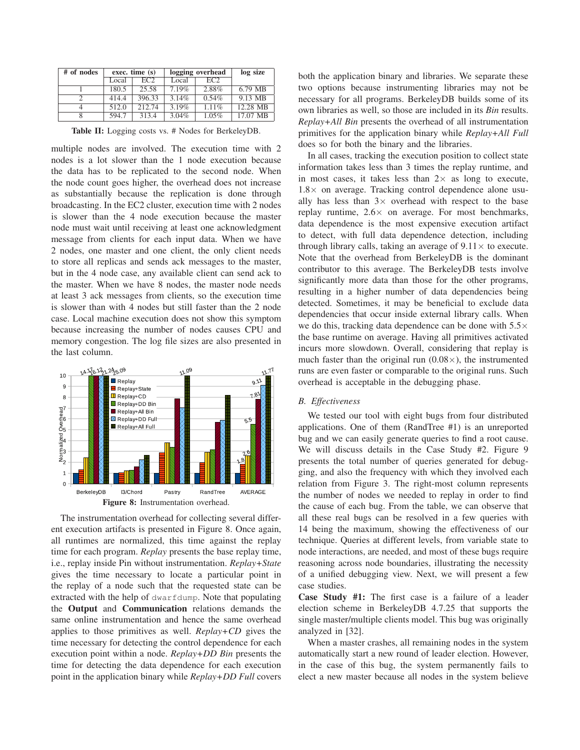| # of nodes | exec. time (s) | | logging overhead | | log size |
|---|---|---|---|---|---|
| | Local | EC2 | Local | EC2 | |
| 1 | 180.5 | 25.58 | 7.19% | 2.88% | 6.79 MB |
| 2 | 414.4 | 396.33 | 3.14% | 0.54% | 9.13 MB |
| 4 | 512.0 | 212.74 | 3.19% | 1.11% | 12.28 MB |
| 8 | 594.7 | 313.4 | 3.04% | 1.05% | 17.07 MB |

**Table II:** Logging costs vs. # Nodes for BerkeleyDB.

multiple nodes are involved. The execution time with 2 nodes is a lot slower than the 1 node execution because the data has to be replicated to the second node. When the node count goes higher, the overhead does not increase as substantially because the replication is done through broadcasting. In the EC2 cluster, execution time with 2 nodes is slower than the 4 node execution because the master node must wait until receiving at least one acknowledgment message from clients for each input data. When we have 2 nodes, one master and one client, the only client needs to store all replicas and sends ack messages to the master, but in the 4 node case, any available client can send ack to the master. When we have 8 nodes, the master node needs at least 3 ack messages from clients, so the execution time is slower than with 4 nodes but still faster than the 2 node case. Local machine execution does not show this symptom because increasing the number of nodes causes CPU and memory congestion. The log file sizes are also presented in the last column.

**Figure 8:** Instrumentation overhead.

The instrumentation overhead for collecting several different execution artifacts is presented in Figure 8. Once again, all runtimes are normalized, this time against the replay time for each program. *Replay* presents the base replay time, i.e., replay inside Pin without instrumentation. *Replay+State* gives the time necessary to locate a particular point in the replay of a node such that the requested state can be extracted with the help of `dwarfdump`. Note that populating the **Output** and **Communication** relations demands the same online instrumentation and hence the same overhead applies to those primitives as well. *Replay+CD* gives the time necessary for detecting the control dependence for each execution point within a node. *Replay+DD Bin* presents the time for detecting the data dependence for each execution point in the application binary while *Replay+DD Full* covers both the application binary and libraries. We separate these two options because instrumenting libraries may not be necessary for all programs. BerkeleyDB builds some of its own libraries as well, so those are included in its *Bin* results. *Replay+All Bin* presents the overhead of all instrumentation primitives for the application binary while *Replay+All Full* does so for both the binary and the libraries.

In all cases, tracking the execution position to collect state information takes less than 3 times the replay runtime, and in most cases, it takes less than $2\times$ as long to execute, $1.8\times$ on average. Tracking control dependence alone usually has less than $3\times$ overhead with respect to the base replay runtime, $2.6\times$ on average. For most benchmarks, data dependence is the most expensive execution artifact to detect, with full data dependence detection, including through library calls, taking an average of $9.11\times$ to execute. Note that the overhead from BerkeleyDB is the dominant contributor to this average. The BerkeleyDB tests involve significantly more data than those for the other programs, resulting in a higher number of data dependencies being detected. Sometimes, it may be beneficial to exclude data dependencies that occur inside external library calls. When we do this, tracking data dependence can be done with $5.5\times$ the base runtime on average. Having all primitives activated incurs more slowdown. Overall, considering that replay is much faster than the original run ($0.08\times$), the instrumented runs are even faster or comparable to the original runs. Such overhead is acceptable in the debugging phase.

### B. Effectiveness

We tested our tool with eight bugs from four distributed applications. One of them (RandTree #1) is an unreported bug and we can easily generate queries to find a root cause. We will discuss details in the Case Study #2. Figure 9 presents the total number of queries generated for debugging, and also the frequency with which they involved each relation from Figure 3. The right-most column represents the number of nodes we needed to replay in order to find the cause of each bug. From the table, we can observe that all these real bugs can be resolved in a few queries with 14 being the maximum, showing the effectiveness of our technique. Queries at different levels, from variable state to node interactions, are needed, and most of these bugs require reasoning across node boundaries, illustrating the necessity of a unified debugging view. Next, we will present a few case studies.

**Case Study #1:** The first case is a failure of a leader election scheme in BerkeleyDB 4.7.25 that supports the single master/multiple clients model. This bug was originally analyzed in [32].

When a master crashes, all remaining nodes in the system automatically start a new round of leader election. However, in the case of this bug, the system permanently fails to elect a new master because all nodes in the system believe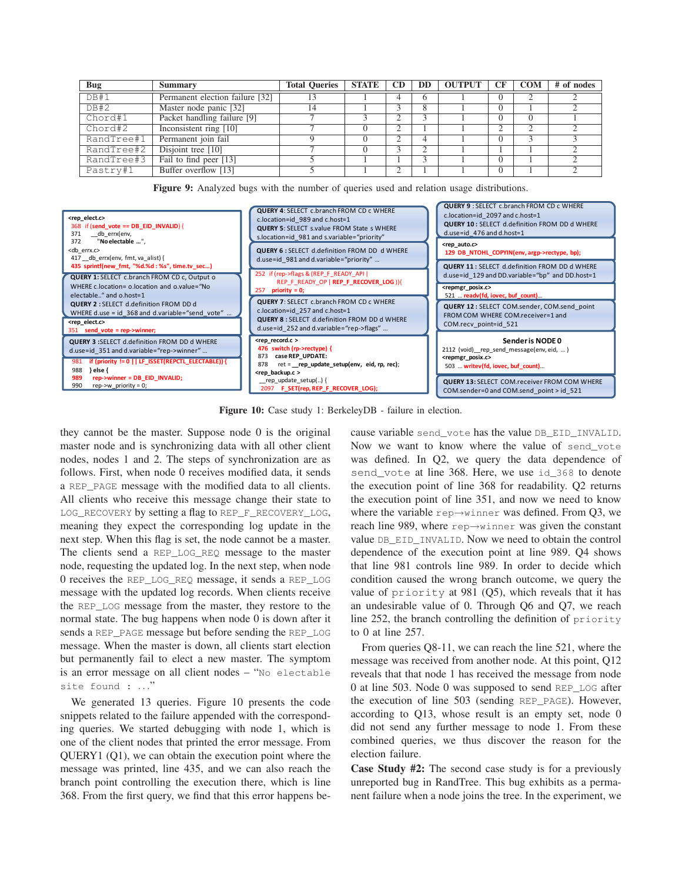| Bug | Summary | Total Queries | STATE | CD | DD | OUTPUT | CF | COM | # of nodes |
|---|---|---|---|---|---|---|---|---|---|
| DB#1 | Permanent election failure [32] | 13 | 1 | 4 | 6 | 1 | 0 | 2 | 2 |
| DB#2 | Master node panic [32] | 14 | 1 | 3 | 8 | 1 | 0 | 1 | 2 |
| Chord#1 | Packet handling failure [9] | 7 | 3 | 2 | 3 | 1 | 0 | 0 | 1 |
| Chord#2 | Inconsistent ring [10] | 7 | 0 | 2 | 1 | 1 | 2 | 2 | 2 |
| RandTree#1 | Permanent join fail | 9 | 0 | 2 | 4 | 1 | 0 | 3 | 3 |
| RandTree#2 | Disjoint tree [10] | 7 | 0 | 3 | 2 | 1 | 1 | 1 | 2 |
| RandTree#3 | Fail to find peer [13] | 5 | 1 | 1 | 3 | 1 | 0 | 1 | 2 |
| Pastry#1 | Buffer overflow [13] | 5 | 1 | 2 | 1 | 1 | 0 | 1 | 2 |

**Figure 9:** Analyzed bugs with the number of queries used and relation usage distributions.

```
<rep_elect.c>
368  if (send_vote == DB_EID_INVALID) {
371      __db_errx(env,
372          "No electable ...",
<db_errx.c>
417 __db_errx(env, fmt, va_alist) {
435 sprintf(new_fmt, "%d.%d : %s", time.tv_sec...)
```
**QUERY 1:** SELECT c.branch FROM CD c, Output o WHERE c.location= o.location and o.value="No electable.." and o.host=1
**QUERY 2 :** SELECT d.definition FROM DD d WHERE d.use = id_368 and d.variable="send_vote" ...
```
<rep_elect.c>
351   send_vote = rep->winner;
```
**QUERY 3 :** SELECT d.definition FROM DD d WHERE d.use=id_351 and d.variable="rep->winner" ...
```
981   if (priority != 0 || LF_ISSET(REPCTL_ELECTABLE)) {
988   } else {
989      rep->winner = DB_EID_INVALID;
990      rep->w_priority = 0;
```
**QUERY 4:** SELECT c.branch FROM CD c WHERE c.location=id_989 and c.host=1
**QUERY 5:** SELECT s.value FROM State s WHERE s.location=id_981 and s.variable="priority"
**QUERY 6 :** SELECT d.definition FROM DD d WHERE d.use=id_981 and d.variable="priority" ...
```
252  if (rep->flags & (REP_F_READY_API |
         REP_F_READY_OP | REP_F_RECOVER_LOG ))(
257    priority = 0;
```
**QUERY 7:** SELECT c.branch FROM CD c WHERE c.location=id_257 and c.host=1
**QUERY 8 :** SELECT d.definition FROM DD d WHERE d.use=id_252 and d.variable="rep->flags" ...
```
<rep_record.c >
476  switch (rp->rectype) {
873     case REP_UPDATE:
878       ret = __rep_update_setup(env, eid, rp, rec);
<rep_backup.c >
    __rep_update_setup(..) {
2097   F_SET(rep, REP_F_RECOVER_LOG);
```
**QUERY 9 :** SELECT c.branch FROM CD c WHERE c.location=id_2097 and c.host=1
**QUERY 10 :** SELECT d.definition FROM DD d WHERE d.use=id_476 and d.host=1
```
<rep_auto.c>
129 DB_NTOHL_COPYIN(env, argp->rectype, bp);
```
**QUERY 11 :** SELECT d.definition FROM DD d WHERE d.use=id_129 and DD.variable="bp" and DD.host=1
```
<repmgr_posix.c>
521 ... readv(fd, iovec, buf_count)...
```
**QUERY 12 :** SELECT COM.sender, COM.send_point FROM COM WHERE COM.receiver=1 and COM.recv_point=id_521

**Sender is NODE 0**
```
2112 (void)__rep_send_message(env, eid, ... )
<repmgr_posix.c>
503 ... writev(fd, iovec, buf_count)...
```
**QUERY 13:** SELECT COM.receiver FROM COM WHERE COM.sender=0 and COM.send_point > id_521

**Figure 10:** Case study 1: BerkeleyDB - failure in election.

they cannot be the master. Suppose node 0 is the original master node and is synchronizing data with all other client nodes, nodes 1 and 2. The steps of synchronization are as follows. First, when node 0 receives modified data, it sends a REP_PAGE message with the modified data to all clients. All clients who receive this message change their state to LOG_RECOVERY by setting a flag to REP_F_RECOVERY_LOG, meaning they expect the corresponding log update in the next step. When this flag is set, the node cannot be a master. The clients send a REP_LOG_REQ message to the master node, requesting the updated log. In the next step, when node 0 receives the REP_LOG_REQ message, it sends a REP_LOG message with the updated log records. When clients receive the REP_LOG message from the master, they restore to the normal state. The bug happens when node 0 is down after it sends a REP_PAGE message but before sending the REP_LOG message. When the master is down, all clients start election but permanently fail to elect a new master. The symptom is an error message on all client nodes – "No electable site found : ..."

We generated 13 queries. Figure 10 presents the code snippets related to the failure appended with the corresponding queries. We started debugging with node 1, which is one of the client nodes that printed the error message. From QUERY1 (Q1), we can obtain the execution point where the message was printed, line 435, and we can also reach the branch point controlling the execution there, which is line 368. From the first query, we find that this error happens because variable send_vote has the value DB_EID_INVALID. Now we want to know where the value of send_vote was defined. In Q2, we query the data dependence of send_vote at line 368. Here, we use id_368 to denote the execution point of line 368 for readability. Q2 returns the execution point of line 351, and now we need to know where the variable rep→winner was defined. From Q3, we reach line 989, where rep→winner was given the constant value DB_EID_INVALID. Now we need to obtain the control dependence of the execution point at line 989. Q4 shows that line 981 controls line 989. In order to decide which condition caused the wrong branch outcome, we query the value of priority at 981 (Q5), which reveals that it has an undesirable value of 0. Through Q6 and Q7, we reach line 252, the branch controlling the definition of priority to 0 at line 257.

From queries Q8-11, we can reach the line 521, where the message was received from another node. At this point, Q12 reveals that that node 1 has received the message from node 0 at line 503. Node 0 was supposed to send REP_LOG after the execution of line 503 (sending REP_PAGE). However, according to Q13, whose result is an empty set, node 0 did not send any further message to node 1. From these combined queries, we thus discover the reason for the election failure.

**Case Study #2:** The second case study is for a previously unreported bug in RandTree. This bug exhibits as a permanent failure when a node joins the tree. In the experiment, we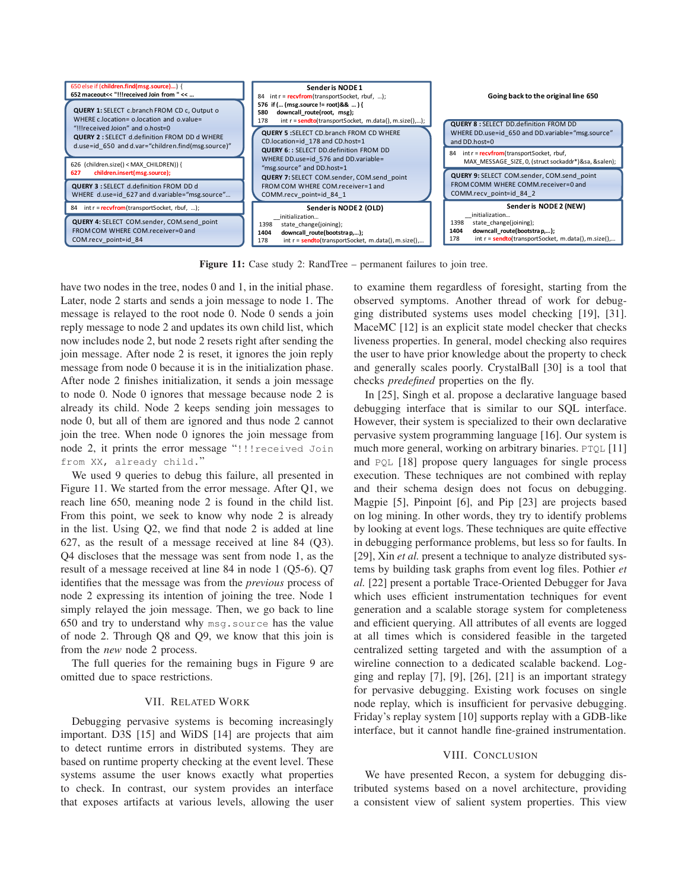650 else if (**children.find(msg.source)**…) {
**652 maceout<< "!!!received Join from " << …**

**QUERY 1:** SELECT c.branch FROM CD c, Output o WHERE c.location= o.location and o.value= "!!!received Joion" and o.host=0
**QUERY 2 :** SELECT d.definition FROM DD d WHERE d.use=id_650 and d.var="children.find(msg.source)"

626 (children.size() < MAX_CHILDREN)) {
**627 children.insert(msg.source);**

**QUERY 3 :** SELECT d.definition FROM DD d WHERE d.use=id_627 and d.variable="msg.source"…

84 int r = **recvfrom**(transportSocket, rbuf, …);

**QUERY 4:** SELECT COM.sender, COM.send_point FROM COM WHERE COM.receiver=0 and COM.recv_point=id_84

**Sender is NODE 1**
84 int r = **recvfrom**(transportSocket, rbuf, …);
**576 if (… (msg.source != root)&& … ) {**
**580 downcall_route(root, msg);**
178 int r = **sendto**(transportSocket, m.data(), m.size(),…);

**QUERY 5 :**SELECT CD.branch FROM CD WHERE CD.location=id_178 and CD.host=1
**QUERY 6 :** SELECT DD.definition FROM DD WHERE DD.use=id_576 and DD.variable= "msg.source" and DD.host=1
**QUERY 7:** SELECT COM.sender, COM.send_point FROM COM WHERE COM.receiver=1 and COMM.recv_point=id_84_1

**Sender is NODE 2 (OLD)**
__initialization…
1398 state_change(joining);
**1404 downcall_route(bootstrap,…);**
178 int r = **sendto**(transportSocket, m.data(), m.size(),…

**Going back to the original line 650**

**QUERY 8 :** SELECT DD.definition FROM DD WHERE DD.use=id_650 and DD.variable="msg.source" and DD.host=0

84 int r = **recvfrom**(transportSocket, rbuf, MAX_MESSAGE_SIZE, 0, (struct sockaddr*)&sa, &salen);

**QUERY 9:** SELECT COM.sender, COM.send_point FROM COMM WHERE COMM.receiver=0 and COMM.recv_point=id_84_2

**Sender is NODE 2 (NEW)**
__initialization…
1398 state_change(joining);
**1404 downcall_route(bootstrap,…);**
178 int r = **sendto**(transportSocket, m.data(), m.size(),…

**Figure 11:** Case study 2: RandTree – permanent failures to join tree.

have two nodes in the tree, nodes 0 and 1, in the initial phase. Later, node 2 starts and sends a join message to node 1. The message is relayed to the root node 0. Node 0 sends a join reply message to node 2 and updates its own child list, which now includes node 2, but node 2 resets right after sending the join message. After node 2 is reset, it ignores the join reply message from node 0 because it is in the initialization phase. After node 2 finishes initialization, it sends a join message to node 0. Node 0 ignores that message because node 2 is already its child. Node 2 keeps sending join messages to node 0, but all of them are ignored and thus node 2 cannot join the tree. When node 0 ignores the join message from node 2, it prints the error message "`!!!received Join from XX, already child.`"

We used 9 queries to debug this failure, all presented in Figure 11. We started from the error message. After Q1, we reach line 650, meaning node 2 is found in the child list. From this point, we seek to know why node 2 is already in the list. Using Q2, we find that node 2 is added at line 627, as the result of a message received at line 84 (Q3). Q4 discloses that the message was sent from node 1, as the result of a message received at line 84 in node 1 (Q5-6). Q7 identifies that the message was from the *previous* process of node 2 expressing its intention of joining the tree. Node 1 simply relayed the join message. Then, we go back to line 650 and try to understand why `msg.source` has the value of node 2. Through Q8 and Q9, we know that this join is from the *new* node 2 process.

The full queries for the remaining bugs in Figure 9 are omitted due to space restrictions.

## VII. Related Work

Debugging pervasive systems is becoming increasingly important. D3S [15] and WiDS [14] are projects that aim to detect runtime errors in distributed systems. They are based on runtime property checking at the event level. These systems assume the user knows exactly what properties to check. In contrast, our system provides an interface that exposes artifacts at various levels, allowing the user to examine them regardless of foresight, starting from the observed symptoms. Another thread of work for debugging distributed systems uses model checking [19], [31]. MaceMC [12] is an explicit state model checker that checks liveness properties. In general, model checking also requires the user to have prior knowledge about the property to check and generally scales poorly. CrystalBall [30] is a tool that checks *predefined* properties on the fly.

In [25], Singh et al. propose a declarative language based debugging interface that is similar to our SQL interface. However, their system is specialized to their own declarative pervasive system programming language [16]. Our system is much more general, working on arbitrary binaries. `PTQL` [11] and `PQL` [18] propose query languages for single process execution. These techniques are not combined with replay and their schema design does not focus on debugging. Magpie [5], Pinpoint [6], and Pip [23] are projects based on log mining. In other words, they try to identify problems by looking at event logs. These techniques are quite effective in debugging performance problems, but less so for faults. In [29], Xin *et al.* present a technique to analyze distributed systems by building task graphs from event log files. Pothier *et al.* [22] present a portable Trace-Oriented Debugger for Java which uses efficient instrumentation techniques for event generation and a scalable storage system for completeness and efficient querying. All attributes of all events are logged at all times which is considered feasible in the targeted centralized setting targeted and with the assumption of a wireline connection to a dedicated scalable backend. Logging and replay [7], [9], [26], [21] is an important strategy for pervasive debugging. Existing work focuses on single node replay, which is insufficient for pervasive debugging. Friday's replay system [10] supports replay with a GDB-like interface, but it cannot handle fine-grained instrumentation.

## VIII. Conclusion

We have presented Recon, a system for debugging distributed systems based on a novel architecture, providing a consistent view of salient system properties. This view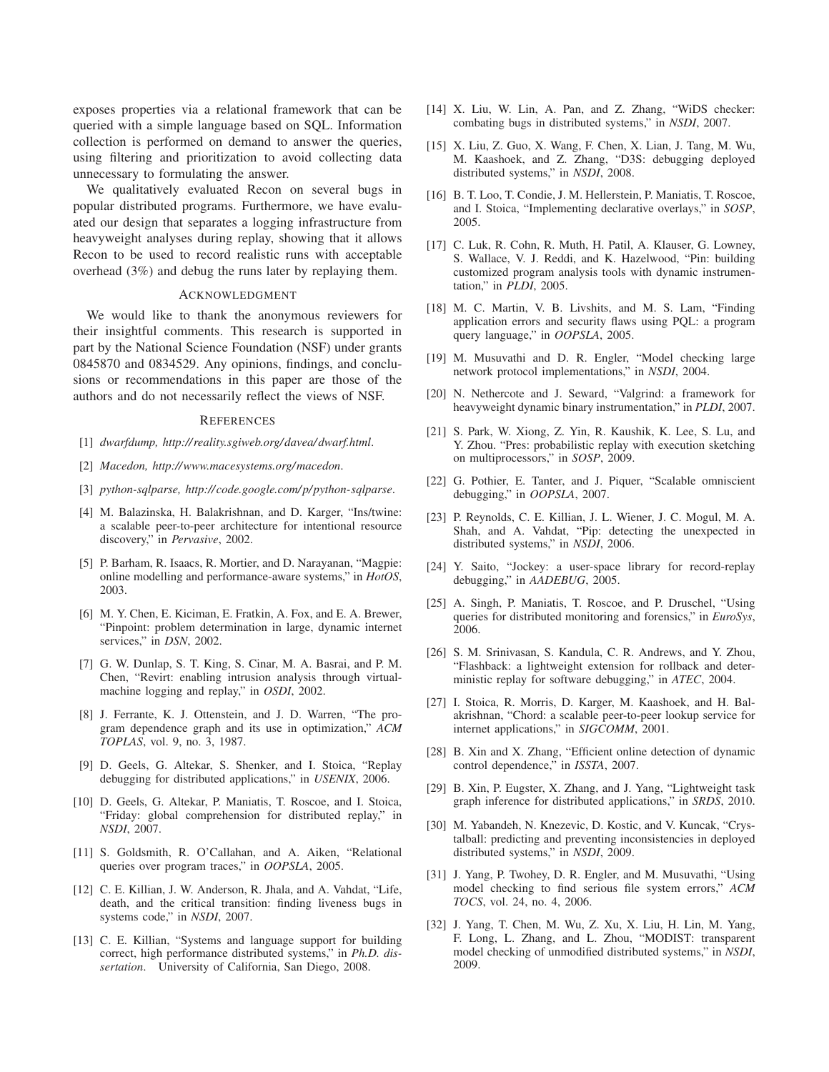exposes properties via a relational framework that can be queried with a simple language based on SQL. Information collection is performed on demand to answer the queries, using filtering and prioritization to avoid collecting data unnecessary to formulating the answer.

We qualitatively evaluated Recon on several bugs in popular distributed programs. Furthermore, we have evaluated our design that separates a logging infrastructure from heavyweight analyses during replay, showing that it allows Recon to be used to record realistic runs with acceptable overhead (3%) and debug the runs later by replaying them.

## Acknowledgment

We would like to thank the anonymous reviewers for their insightful comments. This research is supported in part by the National Science Foundation (NSF) under grants 0845870 and 0834529. Any opinions, findings, and conclusions or recommendations in this paper are those of the authors and do not necessarily reflect the views of NSF.

## References

[1] *dwarfdump, http://reality.sgiweb.org/davea/dwarf.html*.

[2] *Macedon, http://www.macesystems.org/macedon*.

[3] *python-sqlparse, http://code.google.com/p/python-sqlparse*.

[4] M. Balazinska, H. Balakrishnan, and D. Karger, "Ins/twine: a scalable peer-to-peer architecture for intentional resource discovery," in *Pervasive*, 2002.

[5] P. Barham, R. Isaacs, R. Mortier, and D. Narayanan, "Magpie: online modelling and performance-aware systems," in *HotOS*, 2003.

[6] M. Y. Chen, E. Kiciman, E. Fratkin, A. Fox, and E. A. Brewer, "Pinpoint: problem determination in large, dynamic internet services," in *DSN*, 2002.

[7] G. W. Dunlap, S. T. King, S. Cinar, M. A. Basrai, and P. M. Chen, "Revirt: enabling intrusion analysis through virtual-machine logging and replay," in *OSDI*, 2002.

[8] J. Ferrante, K. J. Ottenstein, and J. D. Warren, "The program dependence graph and its use in optimization," *ACM TOPLAS*, vol. 9, no. 3, 1987.

[9] D. Geels, G. Altekar, S. Shenker, and I. Stoica, "Replay debugging for distributed applications," in *USENIX*, 2006.

[10] D. Geels, G. Altekar, P. Maniatis, T. Roscoe, and I. Stoica, "Friday: global comprehension for distributed replay," in *NSDI*, 2007.

[11] S. Goldsmith, R. O'Callahan, and A. Aiken, "Relational queries over program traces," in *OOPSLA*, 2005.

[12] C. E. Killian, J. W. Anderson, R. Jhala, and A. Vahdat, "Life, death, and the critical transition: finding liveness bugs in systems code," in *NSDI*, 2007.

[13] C. E. Killian, "Systems and language support for building correct, high performance distributed systems," in *Ph.D. dissertation*. University of California, San Diego, 2008.

[14] X. Liu, W. Lin, A. Pan, and Z. Zhang, "WiDS checker: combating bugs in distributed systems," in *NSDI*, 2007.

[15] X. Liu, Z. Guo, X. Wang, F. Chen, X. Lian, J. Tang, M. Wu, M. Kaashoek, and Z. Zhang, "D3S: debugging deployed distributed systems," in *NSDI*, 2008.

[16] B. T. Loo, T. Condie, J. M. Hellerstein, P. Maniatis, T. Roscoe, and I. Stoica, "Implementing declarative overlays," in *SOSP*, 2005.

[17] C. Luk, R. Cohn, R. Muth, H. Patil, A. Klauser, G. Lowney, S. Wallace, V. J. Reddi, and K. Hazelwood, "Pin: building customized program analysis tools with dynamic instrumentation," in *PLDI*, 2005.

[18] M. C. Martin, V. B. Livshits, and M. S. Lam, "Finding application errors and security flaws using PQL: a program query language," in *OOPSLA*, 2005.

[19] M. Musuvathi and D. R. Engler, "Model checking large network protocol implementations," in *NSDI*, 2004.

[20] N. Nethercote and J. Seward, "Valgrind: a framework for heavyweight dynamic binary instrumentation," in *PLDI*, 2007.

[21] S. Park, W. Xiong, Z. Yin, R. Kaushik, K. Lee, S. Lu, and Y. Zhou. "Pres: probabilistic replay with execution sketching on multiprocessors," in *SOSP*, 2009.

[22] G. Pothier, E. Tanter, and J. Piquer, "Scalable omniscient debugging," in *OOPSLA*, 2007.

[23] P. Reynolds, C. E. Killian, J. L. Wiener, J. C. Mogul, M. A. Shah, and A. Vahdat, "Pip: detecting the unexpected in distributed systems," in *NSDI*, 2006.

[24] Y. Saito, "Jockey: a user-space library for record-replay debugging," in *AADEBUG*, 2005.

[25] A. Singh, P. Maniatis, T. Roscoe, and P. Druschel, "Using queries for distributed monitoring and forensics," in *EuroSys*, 2006.

[26] S. M. Srinivasan, S. Kandula, C. R. Andrews, and Y. Zhou, "Flashback: a lightweight extension for rollback and deterministic replay for software debugging," in *ATEC*, 2004.

[27] I. Stoica, R. Morris, D. Karger, M. Kaashoek, and H. Balakrishnan, "Chord: a scalable peer-to-peer lookup service for internet applications," in *SIGCOMM*, 2001.

[28] B. Xin and X. Zhang, "Efficient online detection of dynamic control dependence," in *ISSTA*, 2007.

[29] B. Xin, P. Eugster, X. Zhang, and J. Yang, "Lightweight task graph inference for distributed applications," in *SRDS*, 2010.

[30] M. Yabandeh, N. Knezevic, D. Kostic, and V. Kuncak, "Crystalball: predicting and preventing inconsistencies in deployed distributed systems," in *NSDI*, 2009.

[31] J. Yang, P. Twohey, D. R. Engler, and M. Musuvathi, "Using model checking to find serious file system errors," *ACM TOCS*, vol. 24, no. 4, 2006.

[32] J. Yang, T. Chen, M. Wu, Z. Xu, X. Liu, H. Lin, M. Yang, F. Long, L. Zhang, and L. Zhou, "MODIST: transparent model checking of unmodified distributed systems," in *NSDI*, 2009.